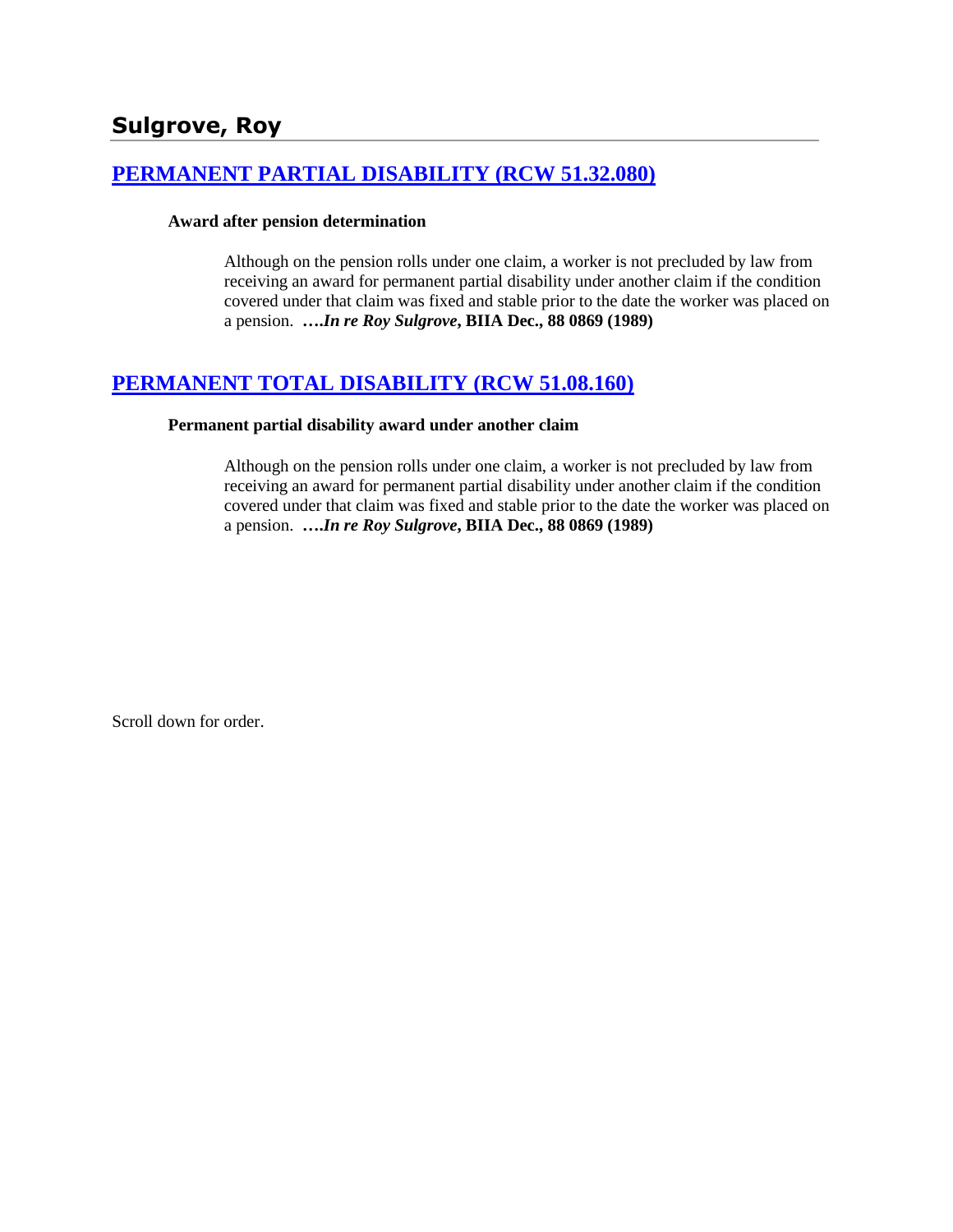# Sulgrove, Roy

## [PERMANENT PARTIAL DISABILITY (RCW 51.32.080)]

**Award after pension determination**

Although on the pension rolls under one claim, a worker is not precluded by law from receiving an award for permanent partial disability under another claim if the condition covered under that claim was fixed and stable prior to the date the worker was placed on a pension. ***….In re Roy Sulgrove*, BIIA Dec., 88 0869 (1989)**

## [PERMANENT TOTAL DISABILITY (RCW 51.08.160)]

**Permanent partial disability award under another claim**

Although on the pension rolls under one claim, a worker is not precluded by law from receiving an award for permanent partial disability under another claim if the condition covered under that claim was fixed and stable prior to the date the worker was placed on a pension. ***….In re Roy Sulgrove*, BIIA Dec., 88 0869 (1989)**

Scroll down for order.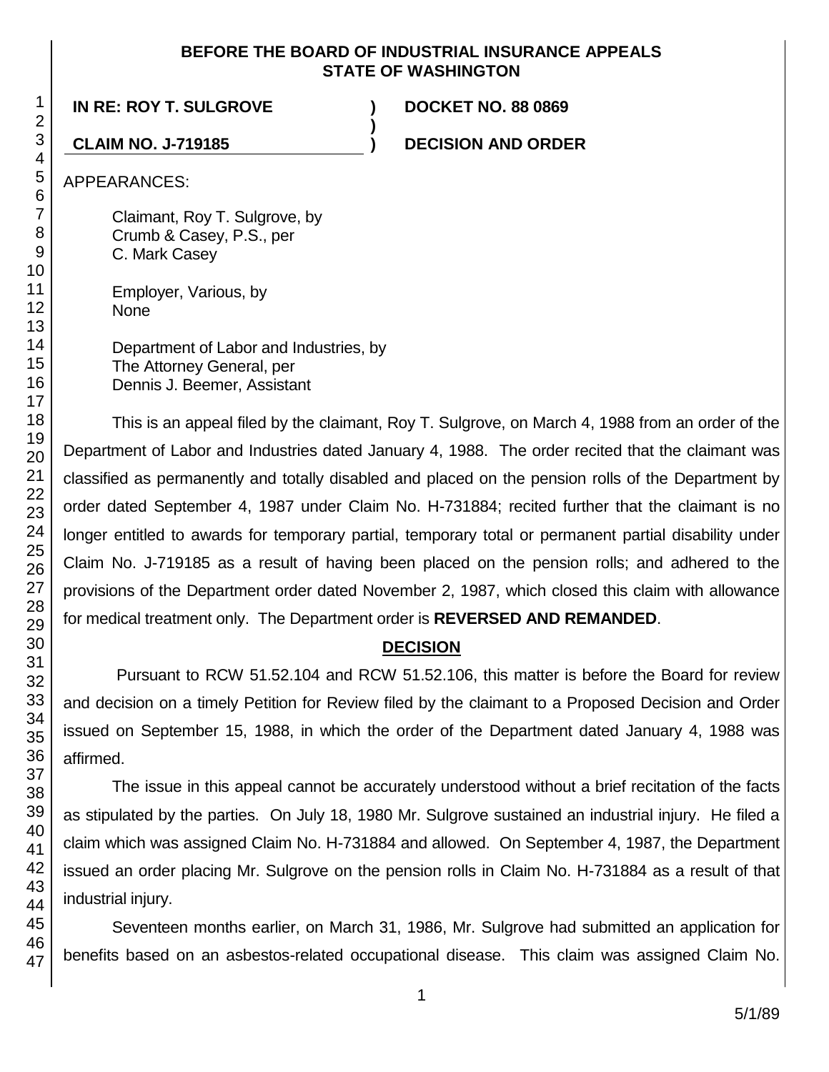**BEFORE THE BOARD OF INDUSTRIAL INSURANCE APPEALS**
**STATE OF WASHINGTON**

**IN RE: ROY T. SULGROVE** ) **DOCKET NO. 88 0869**
)
**CLAIM NO. J-719185** ) **DECISION AND ORDER**

APPEARANCES:

Claimant, Roy T. Sulgrove, by
Crumb & Casey, P.S., per
C. Mark Casey

Employer, Various, by
None

Department of Labor and Industries, by
The Attorney General, per
Dennis J. Beemer, Assistant

This is an appeal filed by the claimant, Roy T. Sulgrove, on March 4, 1988 from an order of the Department of Labor and Industries dated January 4, 1988. The order recited that the claimant was classified as permanently and totally disabled and placed on the pension rolls of the Department by order dated September 4, 1987 under Claim No. H-731884; recited further that the claimant is no longer entitled to awards for temporary partial, temporary total or permanent partial disability under Claim No. J-719185 as a result of having been placed on the pension rolls; and adhered to the provisions of the Department order dated November 2, 1987, which closed this claim with allowance for medical treatment only. The Department order is **REVERSED AND REMANDED**.

**DECISION**

Pursuant to RCW 51.52.104 and RCW 51.52.106, this matter is before the Board for review and decision on a timely Petition for Review filed by the claimant to a Proposed Decision and Order issued on September 15, 1988, in which the order of the Department dated January 4, 1988 was affirmed.

The issue in this appeal cannot be accurately understood without a brief recitation of the facts as stipulated by the parties. On July 18, 1980 Mr. Sulgrove sustained an industrial injury. He filed a claim which was assigned Claim No. H-731884 and allowed. On September 4, 1987, the Department issued an order placing Mr. Sulgrove on the pension rolls in Claim No. H-731884 as a result of that industrial injury.

Seventeen months earlier, on March 31, 1986, Mr. Sulgrove had submitted an application for benefits based on an asbestos-related occupational disease. This claim was assigned Claim No.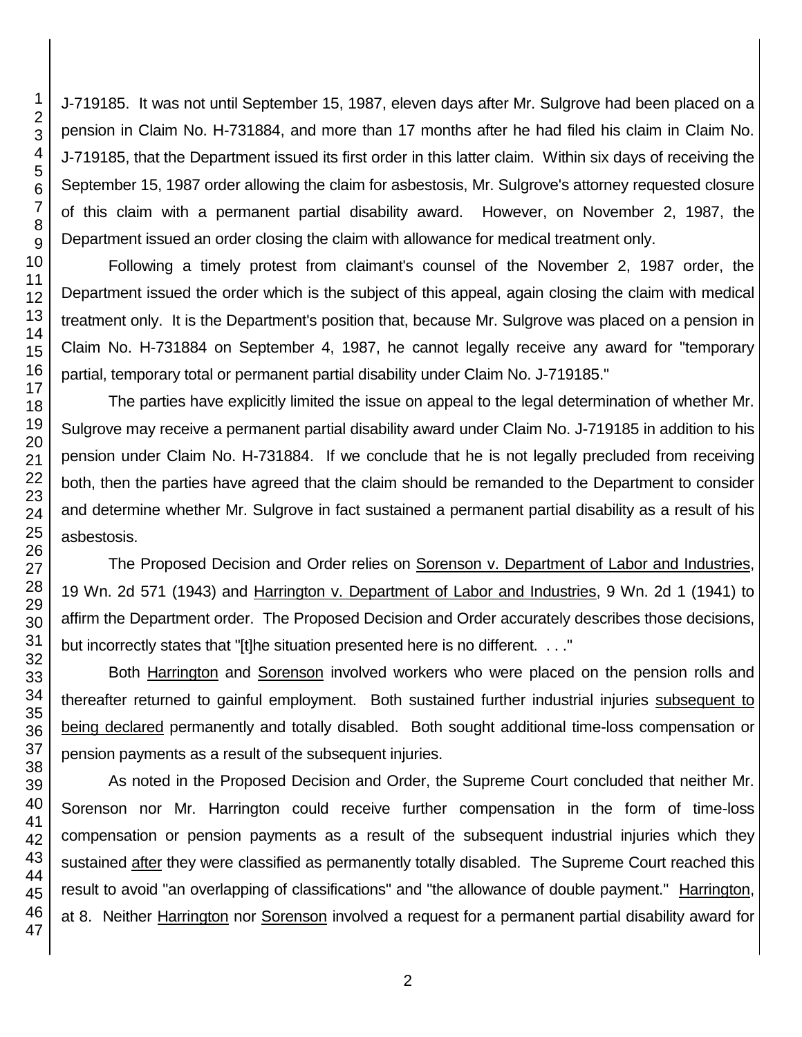J-719185. It was not until September 15, 1987, eleven days after Mr. Sulgrove had been placed on a pension in Claim No. H-731884, and more than 17 months after he had filed his claim in Claim No. J-719185, that the Department issued its first order in this latter claim. Within six days of receiving the September 15, 1987 order allowing the claim for asbestosis, Mr. Sulgrove's attorney requested closure of this claim with a permanent partial disability award. However, on November 2, 1987, the Department issued an order closing the claim with allowance for medical treatment only.

Following a timely protest from claimant's counsel of the November 2, 1987 order, the Department issued the order which is the subject of this appeal, again closing the claim with medical treatment only. It is the Department's position that, because Mr. Sulgrove was placed on a pension in Claim No. H-731884 on September 4, 1987, he cannot legally receive any award for "temporary partial, temporary total or permanent partial disability under Claim No. J-719185."

The parties have explicitly limited the issue on appeal to the legal determination of whether Mr. Sulgrove may receive a permanent partial disability award under Claim No. J-719185 in addition to his pension under Claim No. H-731884. If we conclude that he is not legally precluded from receiving both, then the parties have agreed that the claim should be remanded to the Department to consider and determine whether Mr. Sulgrove in fact sustained a permanent partial disability as a result of his asbestosis.

The Proposed Decision and Order relies on Sorenson v. Department of Labor and Industries, 19 Wn. 2d 571 (1943) and Harrington v. Department of Labor and Industries, 9 Wn. 2d 1 (1941) to affirm the Department order. The Proposed Decision and Order accurately describes those decisions, but incorrectly states that "[t]he situation presented here is no different. . . ."

Both Harrington and Sorenson involved workers who were placed on the pension rolls and thereafter returned to gainful employment. Both sustained further industrial injuries subsequent to being declared permanently and totally disabled. Both sought additional time-loss compensation or pension payments as a result of the subsequent injuries.

As noted in the Proposed Decision and Order, the Supreme Court concluded that neither Mr. Sorenson nor Mr. Harrington could receive further compensation in the form of time-loss compensation or pension payments as a result of the subsequent industrial injuries which they sustained after they were classified as permanently totally disabled. The Supreme Court reached this result to avoid "an overlapping of classifications" and "the allowance of double payment." Harrington, at 8. Neither Harrington nor Sorenson involved a request for a permanent partial disability award for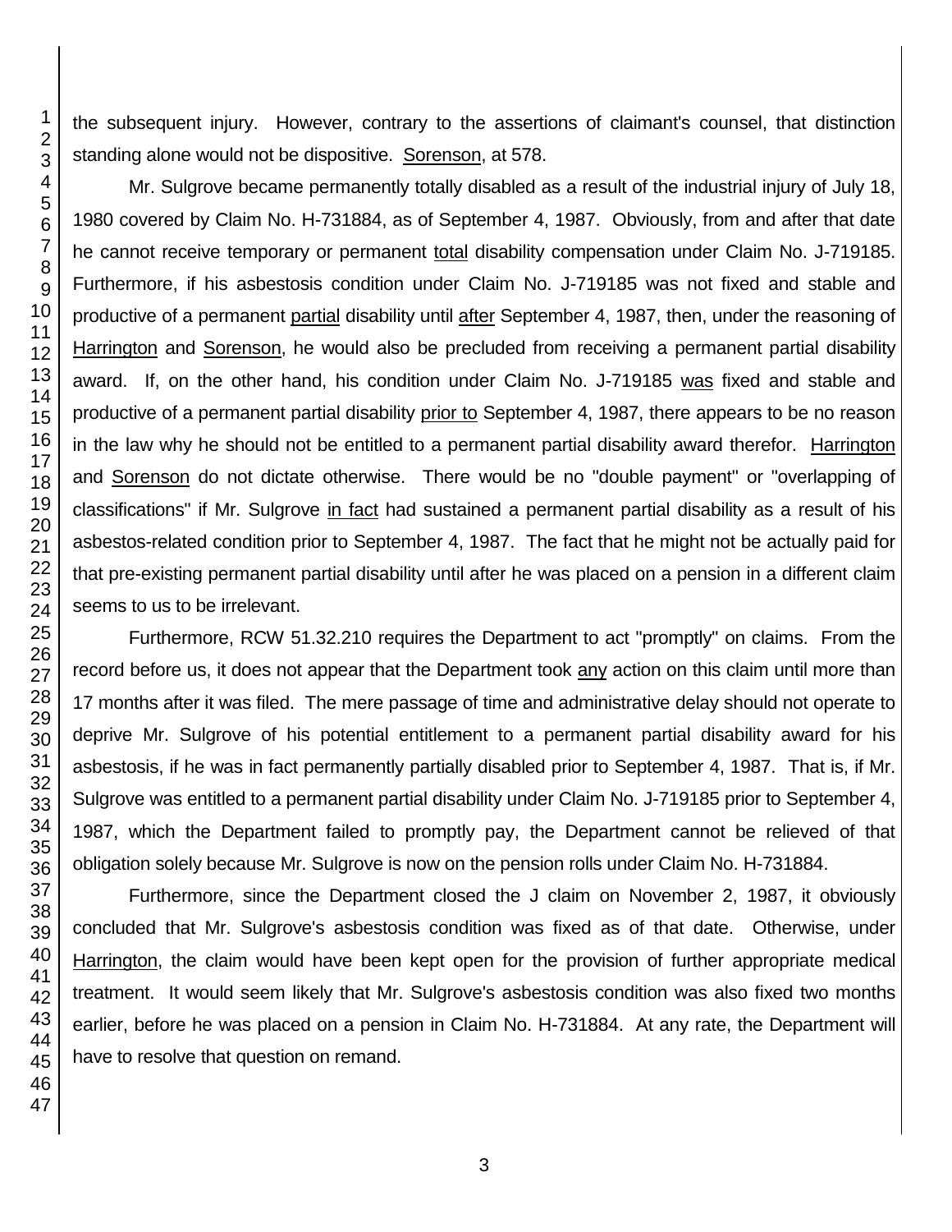the subsequent injury. However, contrary to the assertions of claimant's counsel, that distinction standing alone would not be dispositive. Sorenson, at 578.

Mr. Sulgrove became permanently totally disabled as a result of the industrial injury of July 18, 1980 covered by Claim No. H-731884, as of September 4, 1987. Obviously, from and after that date he cannot receive temporary or permanent total disability compensation under Claim No. J-719185. Furthermore, if his asbestosis condition under Claim No. J-719185 was not fixed and stable and productive of a permanent partial disability until after September 4, 1987, then, under the reasoning of Harrington and Sorenson, he would also be precluded from receiving a permanent partial disability award. If, on the other hand, his condition under Claim No. J-719185 was fixed and stable and productive of a permanent partial disability prior to September 4, 1987, there appears to be no reason in the law why he should not be entitled to a permanent partial disability award therefor. Harrington and Sorenson do not dictate otherwise. There would be no "double payment" or "overlapping of classifications" if Mr. Sulgrove in fact had sustained a permanent partial disability as a result of his asbestos-related condition prior to September 4, 1987. The fact that he might not be actually paid for that pre-existing permanent partial disability until after he was placed on a pension in a different claim seems to us to be irrelevant.

Furthermore, RCW 51.32.210 requires the Department to act "promptly" on claims. From the record before us, it does not appear that the Department took any action on this claim until more than 17 months after it was filed. The mere passage of time and administrative delay should not operate to deprive Mr. Sulgrove of his potential entitlement to a permanent partial disability award for his asbestosis, if he was in fact permanently partially disabled prior to September 4, 1987. That is, if Mr. Sulgrove was entitled to a permanent partial disability under Claim No. J-719185 prior to September 4, 1987, which the Department failed to promptly pay, the Department cannot be relieved of that obligation solely because Mr. Sulgrove is now on the pension rolls under Claim No. H-731884.

Furthermore, since the Department closed the J claim on November 2, 1987, it obviously concluded that Mr. Sulgrove's asbestosis condition was fixed as of that date. Otherwise, under Harrington, the claim would have been kept open for the provision of further appropriate medical treatment. It would seem likely that Mr. Sulgrove's asbestosis condition was also fixed two months earlier, before he was placed on a pension in Claim No. H-731884. At any rate, the Department will have to resolve that question on remand.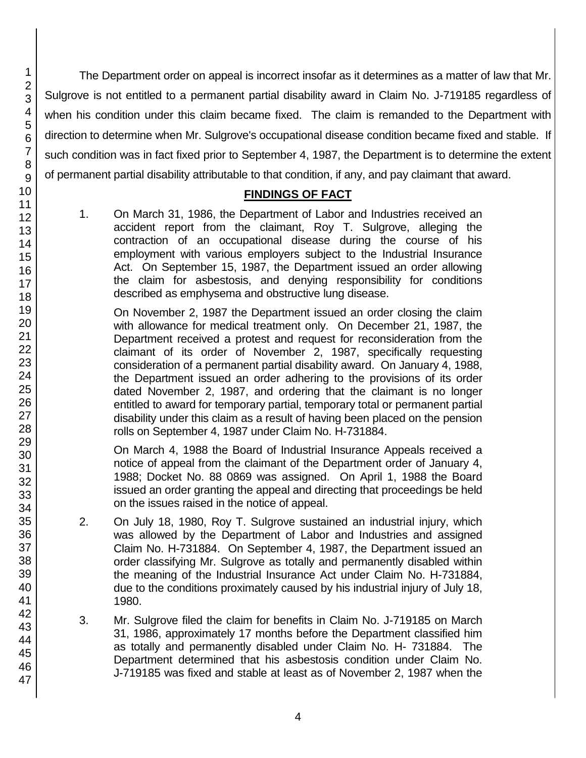The Department order on appeal is incorrect insofar as it determines as a matter of law that Mr. Sulgrove is not entitled to a permanent partial disability award in Claim No. J-719185 regardless of when his condition under this claim became fixed. The claim is remanded to the Department with direction to determine when Mr. Sulgrove's occupational disease condition became fixed and stable. If such condition was in fact fixed prior to September 4, 1987, the Department is to determine the extent of permanent partial disability attributable to that condition, if any, and pay claimant that award.

## FINDINGS OF FACT

1. On March 31, 1986, the Department of Labor and Industries received an accident report from the claimant, Roy T. Sulgrove, alleging the contraction of an occupational disease during the course of his employment with various employers subject to the Industrial Insurance Act. On September 15, 1987, the Department issued an order allowing the claim for asbestosis, and denying responsibility for conditions described as emphysema and obstructive lung disease.

   On November 2, 1987 the Department issued an order closing the claim with allowance for medical treatment only. On December 21, 1987, the Department received a protest and request for reconsideration from the claimant of its order of November 2, 1987, specifically requesting consideration of a permanent partial disability award. On January 4, 1988, the Department issued an order adhering to the provisions of its order dated November 2, 1987, and ordering that the claimant is no longer entitled to award for temporary partial, temporary total or permanent partial disability under this claim as a result of having been placed on the pension rolls on September 4, 1987 under Claim No. H-731884.

   On March 4, 1988 the Board of Industrial Insurance Appeals received a notice of appeal from the claimant of the Department order of January 4, 1988; Docket No. 88 0869 was assigned. On April 1, 1988 the Board issued an order granting the appeal and directing that proceedings be held on the issues raised in the notice of appeal.

2. On July 18, 1980, Roy T. Sulgrove sustained an industrial injury, which was allowed by the Department of Labor and Industries and assigned Claim No. H-731884. On September 4, 1987, the Department issued an order classifying Mr. Sulgrove as totally and permanently disabled within the meaning of the Industrial Insurance Act under Claim No. H-731884, due to the conditions proximately caused by his industrial injury of July 18, 1980.

3. Mr. Sulgrove filed the claim for benefits in Claim No. J-719185 on March 31, 1986, approximately 17 months before the Department classified him as totally and permanently disabled under Claim No. H- 731884. The Department determined that his asbestosis condition under Claim No. J-719185 was fixed and stable at least as of November 2, 1987 when the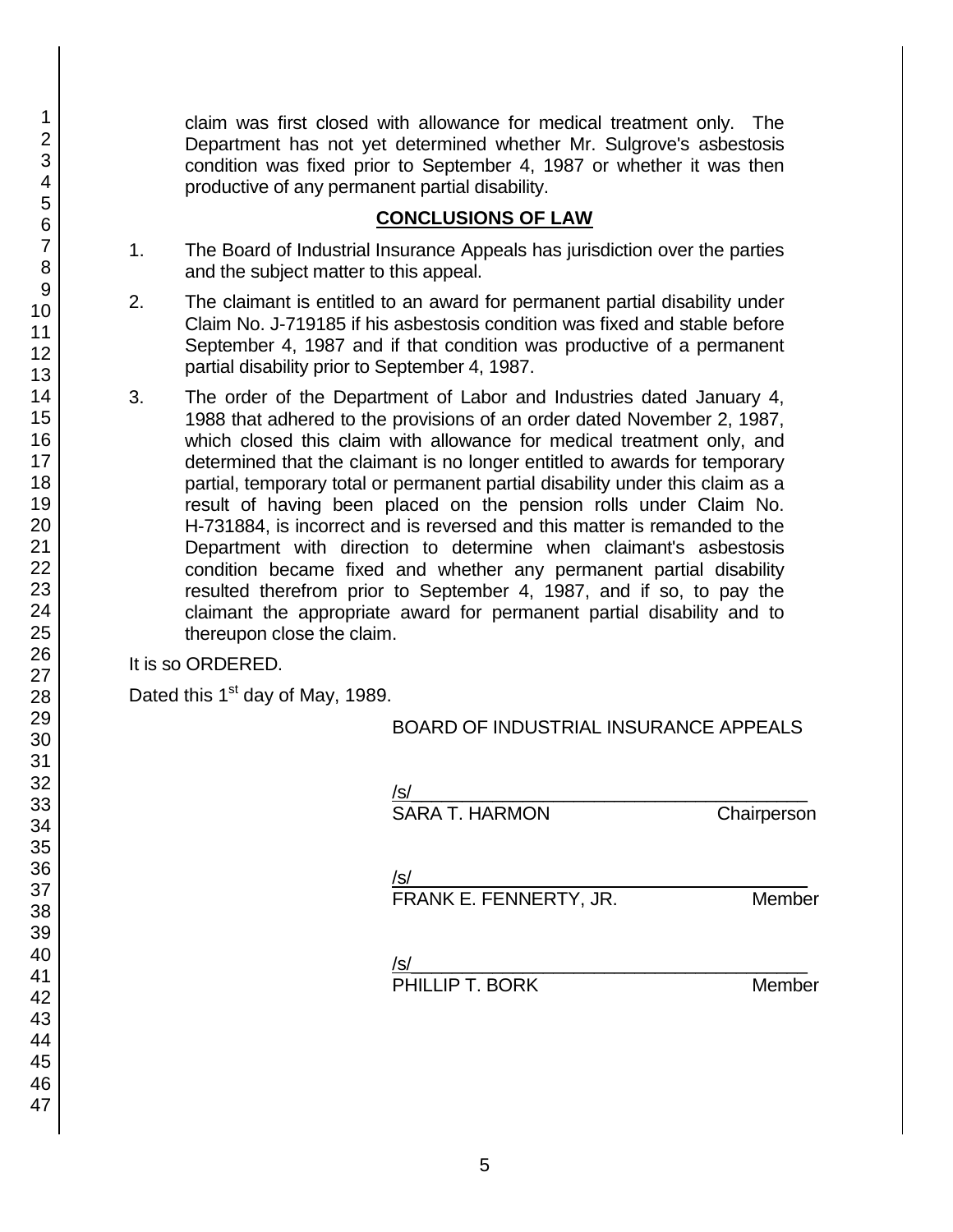claim was first closed with allowance for medical treatment only. The Department has not yet determined whether Mr. Sulgrove's asbestosis condition was fixed prior to September 4, 1987 or whether it was then productive of any permanent partial disability.

## CONCLUSIONS OF LAW

1. The Board of Industrial Insurance Appeals has jurisdiction over the parties and the subject matter to this appeal.

2. The claimant is entitled to an award for permanent partial disability under Claim No. J-719185 if his asbestosis condition was fixed and stable before September 4, 1987 and if that condition was productive of a permanent partial disability prior to September 4, 1987.

3. The order of the Department of Labor and Industries dated January 4, 1988 that adhered to the provisions of an order dated November 2, 1987, which closed this claim with allowance for medical treatment only, and determined that the claimant is no longer entitled to awards for temporary partial, temporary total or permanent partial disability under this claim as a result of having been placed on the pension rolls under Claim No. H-731884, is incorrect and is reversed and this matter is remanded to the Department with direction to determine when claimant's asbestosis condition became fixed and whether any permanent partial disability resulted therefrom prior to September 4, 1987, and if so, to pay the claimant the appropriate award for permanent partial disability and to thereupon close the claim.

It is so ORDERED.

Dated this 1st day of May, 1989.

BOARD OF INDUSTRIAL INSURANCE APPEALS

/s/
SARA T. HARMON Chairperson

/s/
FRANK E. FENNERTY, JR. Member

/s/
PHILLIP T. BORK Member